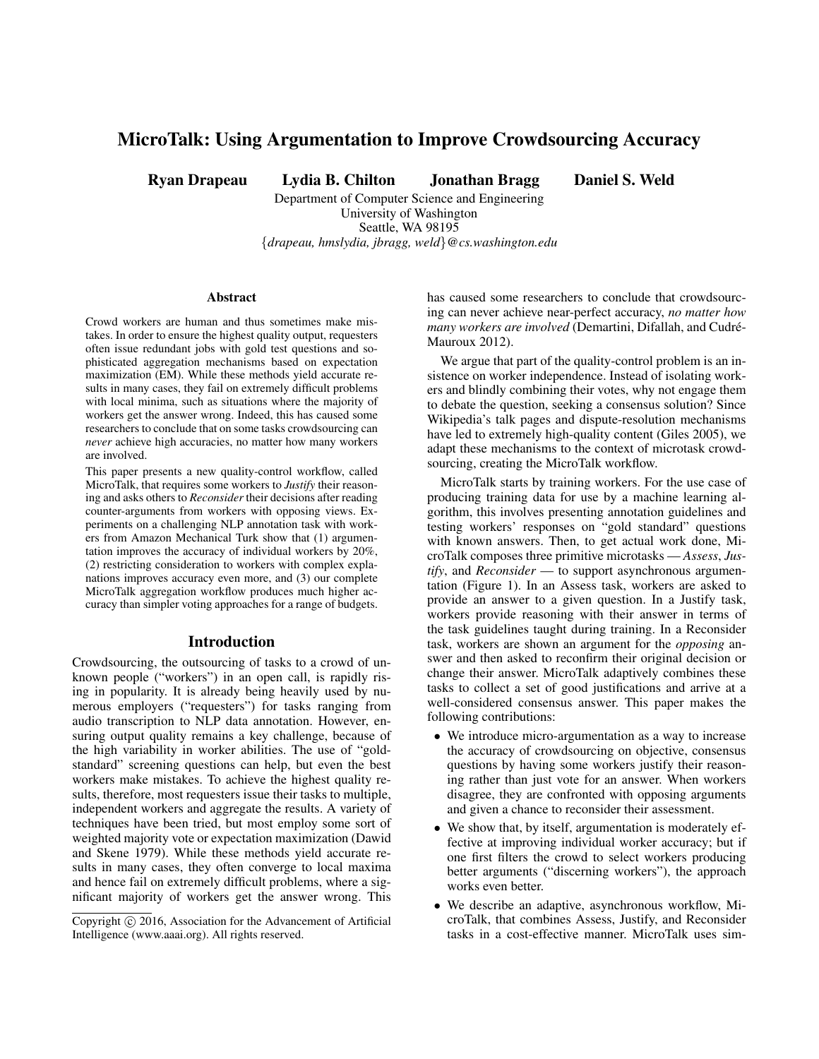# MicroTalk: Using Argumentation to Improve Crowdsourcing Accuracy

**Ryan Drapeau** **Lydia B. Chilton** **Jonathan Bragg** **Daniel S. Weld**

Department of Computer Science and Engineering
University of Washington
Seattle, WA 98195
{*drapeau, hmslydia, jbragg, weld*}*@cs.washington.edu*

## Abstract

Crowd workers are human and thus sometimes make mistakes. In order to ensure the highest quality output, requesters often issue redundant jobs with gold test questions and sophisticated aggregation mechanisms based on expectation maximization (EM). While these methods yield accurate results in many cases, they fail on extremely difficult problems with local minima, such as situations where the majority of workers get the answer wrong. Indeed, this has caused some researchers to conclude that on some tasks crowdsourcing can *never* achieve high accuracies, no matter how many workers are involved.

This paper presents a new quality-control workflow, called MicroTalk, that requires some workers to *Justify* their reasoning and asks others to *Reconsider* their decisions after reading counter-arguments from workers with opposing views. Experiments on a challenging NLP annotation task with workers from Amazon Mechanical Turk show that (1) argumentation improves the accuracy of individual workers by 20%, (2) restricting consideration to workers with complex explanations improves accuracy even more, and (3) our complete MicroTalk aggregation workflow produces much higher accuracy than simpler voting approaches for a range of budgets.

## Introduction

Crowdsourcing, the outsourcing of tasks to a crowd of unknown people ("workers") in an open call, is rapidly rising in popularity. It is already being heavily used by numerous employers ("requesters") for tasks ranging from audio transcription to NLP data annotation. However, ensuring output quality remains a key challenge, because of the high variability in worker abilities. The use of "gold-standard" screening questions can help, but even the best workers make mistakes. To achieve the highest quality results, therefore, most requesters issue their tasks to multiple, independent workers and aggregate the results. A variety of techniques have been tried, but most employ some sort of weighted majority vote or expectation maximization (Dawid and Skene 1979). While these methods yield accurate results in many cases, they often converge to local maxima and hence fail on extremely difficult problems, where a significant majority of workers get the answer wrong. This has caused some researchers to conclude that crowdsourcing can never achieve near-perfect accuracy, *no matter how many workers are involved* (Demartini, Difallah, and Cudré-Mauroux 2012).

We argue that part of the quality-control problem is an insistence on worker independence. Instead of isolating workers and blindly combining their votes, why not engage them to debate the question, seeking a consensus solution? Since Wikipedia's talk pages and dispute-resolution mechanisms have led to extremely high-quality content (Giles 2005), we adapt these mechanisms to the context of microtask crowdsourcing, creating the MicroTalk workflow.

MicroTalk starts by training workers. For the use case of producing training data for use by a machine learning algorithm, this involves presenting annotation guidelines and testing workers' responses on "gold standard" questions with known answers. Then, to get actual work done, MicroTalk composes three primitive microtasks — *Assess*, *Justify*, and *Reconsider* — to support asynchronous argumentation (Figure 1). In an Assess task, workers are asked to provide an answer to a given question. In a Justify task, workers provide reasoning with their answer in terms of the task guidelines taught during training. In a Reconsider task, workers are shown an argument for the *opposing* answer and then asked to reconfirm their original decision or change their answer. MicroTalk adaptively combines these tasks to collect a set of good justifications and arrive at a well-considered consensus answer. This paper makes the following contributions:

- We introduce micro-argumentation as a way to increase the accuracy of crowdsourcing on objective, consensus questions by having some workers justify their reasoning rather than just vote for an answer. When workers disagree, they are confronted with opposing arguments and given a chance to reconsider their assessment.
- We show that, by itself, argumentation is moderately effective at improving individual worker accuracy; but if one first filters the crowd to select workers producing better arguments ("discerning workers"), the approach works even better.
- We describe an adaptive, asynchronous workflow, MicroTalk, that combines Assess, Justify, and Reconsider tasks in a cost-effective manner. MicroTalk uses sim-

Copyright © 2016, Association for the Advancement of Artificial Intelligence (www.aaai.org). All rights reserved.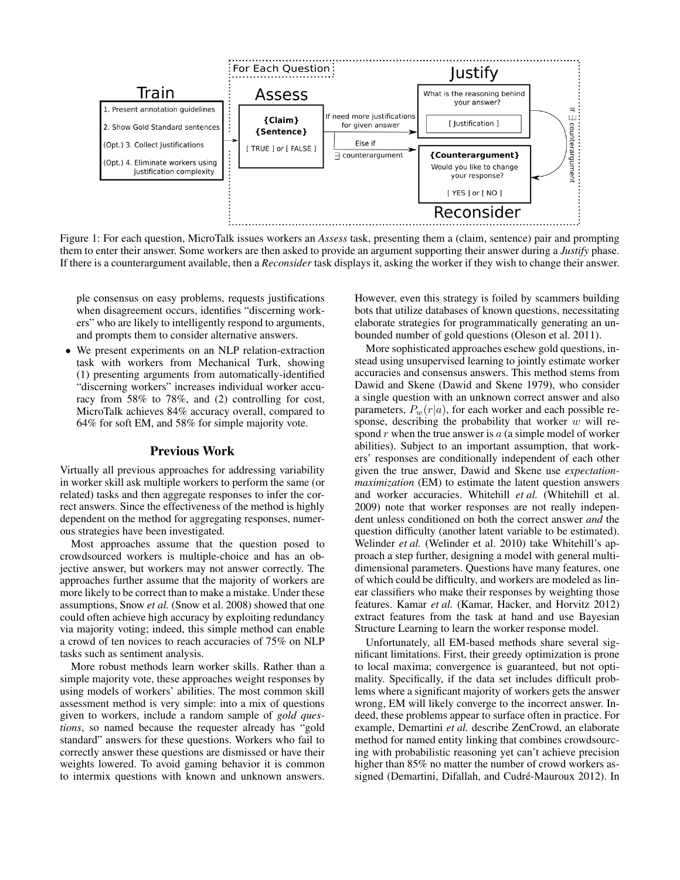Figure 1: For each question, MicroTalk issues workers an *Assess* task, presenting them a (claim, sentence) pair and prompting them to enter their answer. Some workers are then asked to provide an argument supporting their answer during a *Justify* phase. If there is a counterargument available, then a *Reconsider* task displays it, asking the worker if they wish to change their answer.

ple consensus on easy problems, requests justifications when disagreement occurs, identifies "discerning workers" who are likely to intelligently respond to arguments, and prompts them to consider alternative answers.

- We present experiments on an NLP relation-extraction task with workers from Mechanical Turk, showing (1) presenting arguments from automatically-identified "discerning workers" increases individual worker accuracy from 58% to 78%, and (2) controlling for cost, MicroTalk achieves 84% accuracy overall, compared to 64% for soft EM, and 58% for simple majority vote.

## Previous Work

Virtually all previous approaches for addressing variability in worker skill ask multiple workers to perform the same (or related) tasks and then aggregate responses to infer the correct answers. Since the effectiveness of the method is highly dependent on the method for aggregating responses, numerous strategies have been investigated.

Most approaches assume that the question posed to crowdsourced workers is multiple-choice and has an objective answer, but workers may not answer correctly. The approaches further assume that the majority of workers are more likely to be correct than to make a mistake. Under these assumptions, Snow *et al.* (Snow et al. 2008) showed that one could often achieve high accuracy by exploiting redundancy via majority voting; indeed, this simple method can enable a crowd of ten novices to reach accuracies of 75% on NLP tasks such as sentiment analysis.

More robust methods learn worker skills. Rather than a simple majority vote, these approaches weight responses by using models of workers' abilities. The most common skill assessment method is very simple: into a mix of questions given to workers, include a random sample of *gold questions*, so named because the requester already has "gold standard" answers for these questions. Workers who fail to correctly answer these questions are dismissed or have their weights lowered. To avoid gaming behavior it is common to intermix questions with known and unknown answers. However, even this strategy is foiled by scammers building bots that utilize databases of known questions, necessitating elaborate strategies for programmatically generating an unbounded number of gold questions (Oleson et al. 2011).

More sophisticated approaches eschew gold questions, instead using unsupervised learning to jointly estimate worker accuracies and consensus answers. This method stems from Dawid and Skene (Dawid and Skene 1979), who consider a single question with an unknown correct answer and also parameters, $P_w(r|a)$, for each worker and each possible response, describing the probability that worker $w$ will respond $r$ when the true answer is $a$ (a simple model of worker abilities). Subject to an important assumption, that workers' responses are conditionally independent of each other given the true answer, Dawid and Skene use *expectation-maximization* (EM) to estimate the latent question answers and worker accuracies. Whitehill *et al.* (Whitehill et al. 2009) note that worker responses are not really independent unless conditioned on both the correct answer *and* the question difficulty (another latent variable to be estimated). Welinder *et al.* (Welinder et al. 2010) take Whitehill's approach a step further, designing a model with general multidimensional parameters. Questions have many features, one of which could be difficulty, and workers are modeled as linear classifiers who make their responses by weighting those features. Kamar *et al.* (Kamar, Hacker, and Horvitz 2012) extract features from the task at hand and use Bayesian Structure Learning to learn the worker response model.

Unfortunately, all EM-based methods share several significant limitations. First, their greedy optimization is prone to local maxima; convergence is guaranteed, but not optimality. Specifically, if the data set includes difficult problems where a significant majority of workers gets the answer wrong, EM will likely converge to the incorrect answer. Indeed, these problems appear to surface often in practice. For example, Demartini *et al.* describe ZenCrowd, an elaborate method for named entity linking that combines crowdsourcing with probabilistic reasoning yet can't achieve precision higher than 85% no matter the number of crowd workers assigned (Demartini, Difallah, and Cudré-Mauroux 2012). In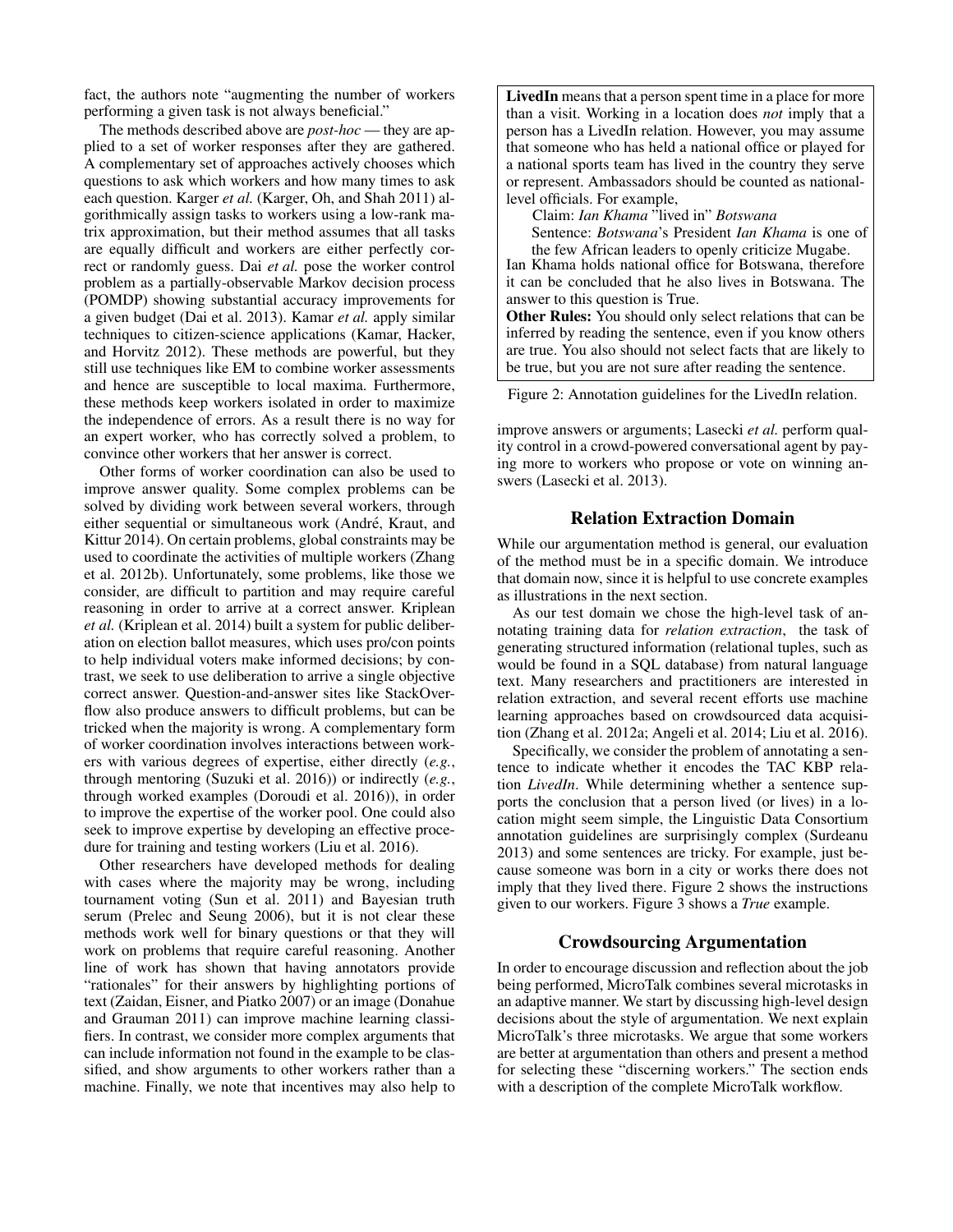fact, the authors note "augmenting the number of workers performing a given task is not always beneficial."

The methods described above are *post-hoc* — they are applied to a set of worker responses after they are gathered. A complementary set of approaches actively chooses which questions to ask which workers and how many times to ask each question. Karger *et al.* (Karger, Oh, and Shah 2011) algorithmically assign tasks to workers using a low-rank matrix approximation, but their method assumes that all tasks are equally difficult and workers are either perfectly correct or randomly guess. Dai *et al.* pose the worker control problem as a partially-observable Markov decision process (POMDP) showing substantial accuracy improvements for a given budget (Dai et al. 2013). Kamar *et al.* apply similar techniques to citizen-science applications (Kamar, Hacker, and Horvitz 2012). These methods are powerful, but they still use techniques like EM to combine worker assessments and hence are susceptible to local maxima. Furthermore, these methods keep workers isolated in order to maximize the independence of errors. As a result there is no way for an expert worker, who has correctly solved a problem, to convince other workers that her answer is correct.

Other forms of worker coordination can also be used to improve answer quality. Some complex problems can be solved by dividing work between several workers, through either sequential or simultaneous work (André, Kraut, and Kittur 2014). On certain problems, global constraints may be used to coordinate the activities of multiple workers (Zhang et al. 2012b). Unfortunately, some problems, like those we consider, are difficult to partition and may require careful reasoning in order to arrive at a correct answer. Kriplean *et al.* (Kriplean et al. 2014) built a system for public deliberation on election ballot measures, which uses pro/con points to help individual voters make informed decisions; by contrast, we seek to use deliberation to arrive a single objective correct answer. Question-and-answer sites like StackOverflow also produce answers to difficult problems, but can be tricked when the majority is wrong. A complementary form of worker coordination involves interactions between workers with various degrees of expertise, either directly (*e.g.*, through mentoring (Suzuki et al. 2016)) or indirectly (*e.g.*, through worked examples (Doroudi et al. 2016)), in order to improve the expertise of the worker pool. One could also seek to improve expertise by developing an effective procedure for training and testing workers (Liu et al. 2016).

Other researchers have developed methods for dealing with cases where the majority may be wrong, including tournament voting (Sun et al. 2011) and Bayesian truth serum (Prelec and Seung 2006), but it is not clear these methods work well for binary questions or that they will work on problems that require careful reasoning. Another line of work has shown that having annotators provide "rationales" for their answers by highlighting portions of text (Zaidan, Eisner, and Piatko 2007) or an image (Donahue and Grauman 2011) can improve machine learning classifiers. In contrast, we consider more complex arguments that can include information not found in the example to be classified, and show arguments to other workers rather than a machine. Finally, we note that incentives may also help to improve answers or arguments; Lasecki *et al.* perform quality control in a crowd-powered conversational agent by paying more to workers who propose or vote on winning answers (Lasecki et al. 2013).

> **LivedIn** means that a person spent time in a place for more than a visit. Working in a location does *not* imply that a person has a LivedIn relation. However, you may assume that someone who has held a national office or played for a national sports team has lived in the country they serve or represent. Ambassadors should be counted as national-level officials. For example,
>
> Claim: *Ian Khama* "lived in" *Botswana*
>
> Sentence: *Botswana*'s President *Ian Khama* is one of the few African leaders to openly criticize Mugabe.
>
> Ian Khama holds national office for Botswana, therefore it can be concluded that he also lives in Botswana. The answer to this question is True.
>
> **Other Rules:** You should only select relations that can be inferred by reading the sentence, even if you know others are true. You also should not select facts that are likely to be true, but you are not sure after reading the sentence.

Figure 2: Annotation guidelines for the LivedIn relation.

## Relation Extraction Domain

While our argumentation method is general, our evaluation of the method must be in a specific domain. We introduce that domain now, since it is helpful to use concrete examples as illustrations in the next section.

As our test domain we chose the high-level task of annotating training data for *relation extraction*, the task of generating structured information (relational tuples, such as would be found in a SQL database) from natural language text. Many researchers and practitioners are interested in relation extraction, and several recent efforts use machine learning approaches based on crowdsourced data acquisition (Zhang et al. 2012a; Angeli et al. 2014; Liu et al. 2016).

Specifically, we consider the problem of annotating a sentence to indicate whether it encodes the TAC KBP relation *LivedIn*. While determining whether a sentence supports the conclusion that a person lived (or lives) in a location might seem simple, the Linguistic Data Consortium annotation guidelines are surprisingly complex (Surdeanu 2013) and some sentences are tricky. For example, just because someone was born in a city or works there does not imply that they lived there. Figure 2 shows the instructions given to our workers. Figure 3 shows a *True* example.

## Crowdsourcing Argumentation

In order to encourage discussion and reflection about the job being performed, MicroTalk combines several microtasks in an adaptive manner. We start by discussing high-level design decisions about the style of argumentation. We next explain MicroTalk's three microtasks. We argue that some workers are better at argumentation than others and present a method for selecting these "discerning workers." The section ends with a description of the complete MicroTalk workflow.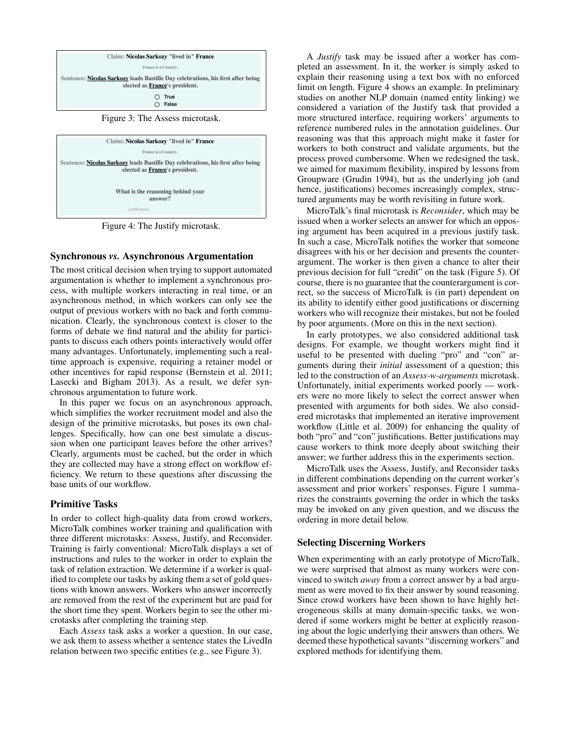Claim: **Nicolas Sarkozy** "lived in" **France**

France is a Country.

Sentence: **Nicolas Sarkozy** leads Bastille Day celebrations, his first after being elected as **France**'s president.

○ True
○ False

Figure 3: The Assess microtask.

Claim: **Nicolas Sarkozy** "lived in" **France**

France is a Country.

Sentence: **Nicolas Sarkozy** leads Bastille Day celebrations, his first after being elected as **France**'s president.

What is the reasoning behind your answer?

Justification

Figure 4: The Justify microtask.

## Synchronous *vs.* Asynchronous Argumentation

The most critical decision when trying to support automated argumentation is whether to implement a synchronous process, with multiple workers interacting in real time, or an asynchronous method, in which workers can only see the output of previous workers with no back and forth communication. Clearly, the synchronous context is closer to the forms of debate we find natural and the ability for participants to discuss each others points interactively would offer many advantages. Unfortunately, implementing such a real-time approach is expensive, requiring a retainer model or other incentives for rapid response (Bernstein et al. 2011; Lasecki and Bigham 2013). As a result, we defer synchronous argumentation to future work.

In this paper we focus on an asynchronous approach, which simplifies the worker recruitment model and also the design of the primitive microtasks, but poses its own challenges. Specifically, how can one best simulate a discussion when one participant leaves before the other arrives? Clearly, arguments must be cached, but the order in which they are collected may have a strong effect on workflow efficiency. We return to these questions after discussing the base units of our workflow.

## Primitive Tasks

In order to collect high-quality data from crowd workers, MicroTalk combines worker training and qualification with three different microtasks: Assess, Justify, and Reconsider. Training is fairly conventional: MicroTalk displays a set of instructions and rules to the worker in order to explain the task of relation extraction. We determine if a worker is qualified to complete our tasks by asking them a set of gold questions with known answers. Workers who answer incorrectly are removed from the rest of the experiment but are paid for the short time they spent. Workers begin to see the other microtasks after completing the training step.

Each *Assess* task asks a worker a question. In our case, we ask them to assess whether a sentence states the LivedIn relation between two specific entities (e.g., see Figure 3).

A *Justify* task may be issued after a worker has completed an assessment. In it, the worker is simply asked to explain their reasoning using a text box with no enforced limit on length. Figure 4 shows an example. In preliminary studies on another NLP domain (named entity linking) we considered a variation of the Justify task that provided a more structured interface, requiring workers' arguments to reference numbered rules in the annotation guidelines. Our reasoning was that this approach might make it faster for workers to both construct and validate arguments, but the process proved cumbersome. When we redesigned the task, we aimed for maximum flexibility, inspired by lessons from Groupware (Grudin 1994), but as the underlying job (and hence, justifications) becomes increasingly complex, structured arguments may be worth revisiting in future work.

MicroTalk's final microtask is *Reconsider*, which may be issued when a worker selects an answer for which an opposing argument has been acquired in a previous justify task. In such a case, MicroTalk notifies the worker that someone disagrees with his or her decision and presents the counterargument. The worker is then given a chance to alter their previous decision for full "credit" on the task (Figure 5). Of course, there is no guarantee that the counterargument is correct, so the success of MicroTalk is (in part) dependent on its ability to identify either good justifications or discerning workers who will recognize their mistakes, but not be fooled by poor arguments. (More on this in the next section).

In early prototypes, we also considered additional task designs. For example, we thought workers might find it useful to be presented with dueling "pro" and "con" arguments during their *initial* assessment of a question; this led to the construction of an *Assess-w-arguments* microtask. Unfortunately, initial experiments worked poorly — workers were no more likely to select the correct answer when presented with arguments for both sides. We also considered microtasks that implemented an iterative improvement workflow (Little et al. 2009) for enhancing the quality of both "pro" and "con" justifications. Better justifications may cause workers to think more deeply about switching their answer; we further address this in the experiments section.

MicroTalk uses the Assess, Justify, and Reconsider tasks in different combinations depending on the current worker's assessment and prior workers' responses. Figure 1 summarizes the constraints governing the order in which the tasks may be invoked on any given question, and we discuss the ordering in more detail below.

## Selecting Discerning Workers

When experimenting with an early prototype of MicroTalk, we were surprised that almost as many workers were convinced to switch *away* from a correct answer by a bad argument as were moved to fix their answer by sound reasoning. Since crowd workers have been shown to have highly heterogeneous skills at many domain-specific tasks, we wondered if some workers might be better at explicitly reasoning about the logic underlying their answers than others. We deemed these hypothetical savants "discerning workers" and explored methods for identifying them.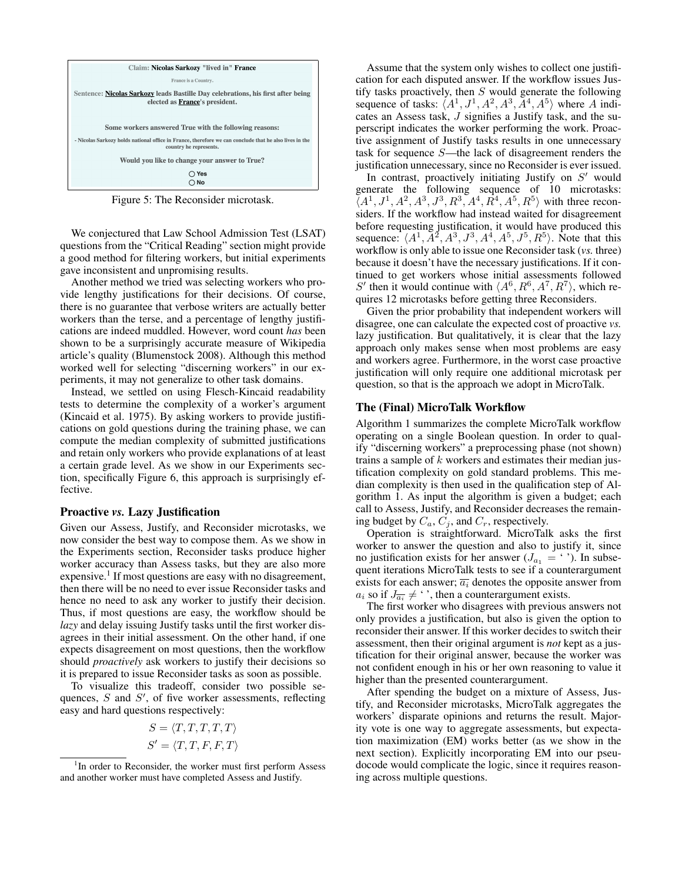Claim: **Nicolas Sarkozy "lived in" France**

France is a Country.

Sentence: **Nicolas Sarkozy leads Bastille Day celebrations, his first after being elected as France's president.**

Some workers answered True with the following reasons:

- Nicolas Sarkozy holds national office in France, therefore we can conclude that he also lives in the country he represents.

Would you like to change your answer to True?

○ Yes
○ No

Figure 5: The Reconsider microtask.

We conjectured that Law School Admission Test (LSAT) questions from the "Critical Reading" section might provide a good method for filtering workers, but initial experiments gave inconsistent and unpromising results.

Another method we tried was selecting workers who provide lengthy justifications for their decisions. Of course, there is no guarantee that verbose writers are actually better workers than the terse, and a percentage of lengthy justifications are indeed muddled. However, word count *has* been shown to be a surprisingly accurate measure of Wikipedia article's quality (Blumenstock 2008). Although this method worked well for selecting "discerning workers" in our experiments, it may not generalize to other task domains.

Instead, we settled on using Flesch-Kincaid readability tests to determine the complexity of a worker's argument (Kincaid et al. 1975). By asking workers to provide justifications on gold questions during the training phase, we can compute the median complexity of submitted justifications and retain only workers who provide explanations of at least a certain grade level. As we show in our Experiments section, specifically Figure 6, this approach is surprisingly effective.

### Proactive *vs.* Lazy Justification

Given our Assess, Justify, and Reconsider microtasks, we now consider the best way to compose them. As we show in the Experiments section, Reconsider tasks produce higher worker accuracy than Assess tasks, but they are also more expensive.[1] If most questions are easy with no disagreement, then there will be no need to ever issue Reconsider tasks and hence no need to ask any worker to justify their decision. Thus, if most questions are easy, the workflow should be *lazy* and delay issuing Justify tasks until the first worker disagrees in their initial assessment. On the other hand, if one expects disagreement on most questions, then the workflow should *proactively* ask workers to justify their decisions so it is prepared to issue Reconsider tasks as soon as possible.

To visualize this tradeoff, consider two possible sequences, $S$ and $S'$, of five worker assessments, reflecting easy and hard questions respectively:

$$S = \langle T, T, T, T, T \rangle$$
$$S' = \langle T, T, F, F, T \rangle$$

[1] In order to Reconsider, the worker must first perform Assess and another worker must have completed Assess and Justify.

Assume that the system only wishes to collect one justification for each disputed answer. If the workflow issues Justify tasks proactively, then $S$ would generate the following sequence of tasks: $\langle A^1, J^1, A^2, A^3, A^4, A^5 \rangle$ where $A$ indicates an Assess task, $J$ signifies a Justify task, and the superscript indicates the worker performing the work. Proactive assignment of Justify tasks results in one unnecessary task for sequence $S$—the lack of disagreement renders the justification unnecessary, since no Reconsider is ever issued.

In contrast, proactively initiating Justify on $S'$ would generate the following sequence of 10 microtasks: $\langle A^1, J^1, A^2, A^3, J^3, R^3, A^4, R^4, A^5, R^5 \rangle$ with three reconsiders. If the workflow had instead waited for disagreement before requesting justification, it would have produced this sequence: $\langle A^1, A^2, A^3, J^3, A^4, A^5, J^5, R^5 \rangle$. Note that this workflow is only able to issue one Reconsider task (*vs.* three) because it doesn't have the necessary justifications. If it continued to get workers whose initial assessments followed $S'$ then it would continue with $\langle A^6, R^6, A^7, R^7 \rangle$, which requires 12 microtasks before getting three Reconsiders.

Given the prior probability that independent workers will disagree, one can calculate the expected cost of proactive *vs.* lazy justification. But qualitatively, it is clear that the lazy approach only makes sense when most problems are easy and workers agree. Furthermore, in the worst case proactive justification will only require one additional microtask per question, so that is the approach we adopt in MicroTalk.

### The (Final) MicroTalk Workflow

Algorithm 1 summarizes the complete MicroTalk workflow operating on a single Boolean question. In order to qualify "discerning workers" a preprocessing phase (not shown) trains a sample of $k$ workers and estimates their median justification complexity on gold standard problems. This median complexity is then used in the qualification step of Algorithm 1. As input the algorithm is given a budget; each call to Assess, Justify, and Reconsider decreases the remaining budget by $C_a$, $C_j$, and $C_r$, respectively.

Operation is straightforward. MicroTalk asks the first worker to answer the question and also to justify it, since no justification exists for her answer ($J_{a_1} =$ ' '). In subsequent iterations MicroTalk tests to see if a counterargument exists for each answer; $\overline{a_i}$ denotes the opposite answer from $a_i$ so if $J_{\overline{a_i}} \neq$ ' ', then a counterargument exists.

The first worker who disagrees with previous answers not only provides a justification, but also is given the option to reconsider their answer. If this worker decides to switch their assessment, then their original argument is *not* kept as a justification for their original answer, because the worker was not confident enough in his or her own reasoning to value it higher than the presented counterargument.

After spending the budget on a mixture of Assess, Justify, and Reconsider microtasks, MicroTalk aggregates the workers' disparate opinions and returns the result. Majority vote is one way to aggregate assessments, but expectation maximization (EM) works better (as we show in the next section). Explicitly incorporating EM into our pseudocode would complicate the logic, since it requires reasoning across multiple questions.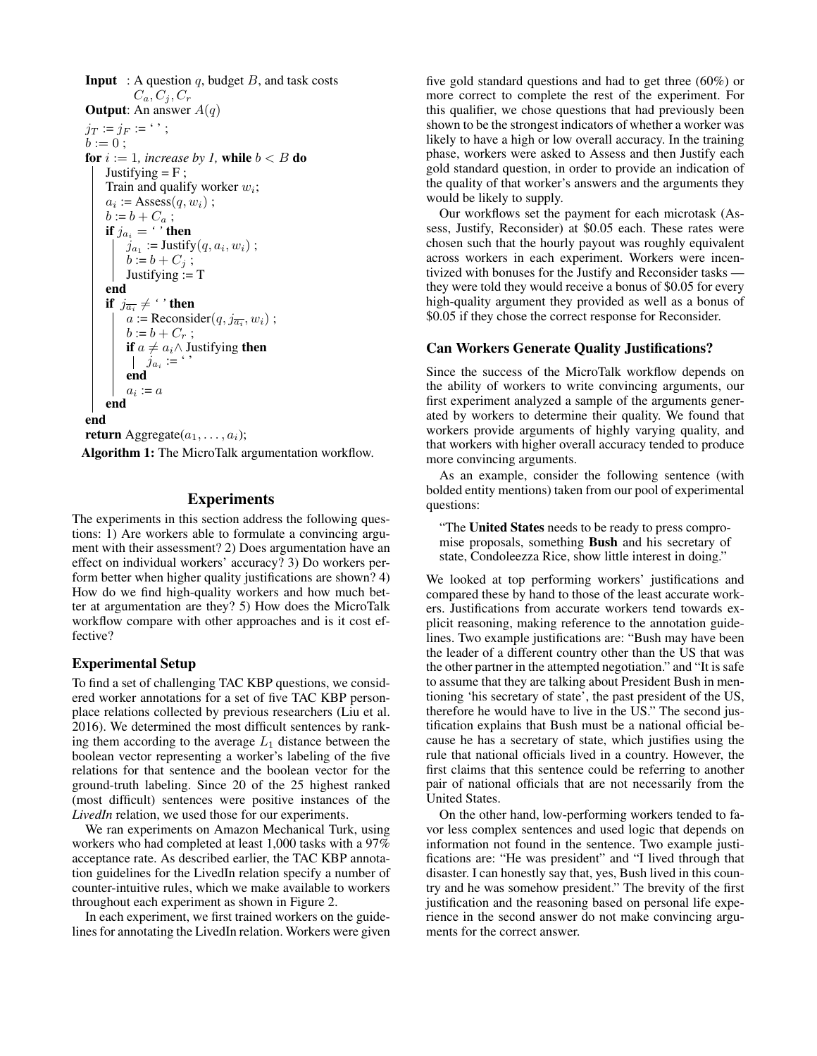```
Input  : A question q, budget B, and task costs
         C_a, C_j, C_r
Output: An answer A(q)
j_T := j_F := ' ' ;
b := 0 ;
for i := 1, increase by 1, while b < B do
    Justifying = F ;
    Train and qualify worker w_i;
    a_i := Assess(q, w_i) ;
    b := b + C_a ;
    if j_{a_i} = ' ' then
        j_{a_1} := Justify(q, a_i, w_i) ;
        b := b + C_j ;
        Justifying := T
    end
    if j_{\overline{a_i}} ≠ ' ' then
        a := Reconsider(q, j_{\overline{a_i}}, w_i) ;
        b := b + C_r ;
        if a ≠ a_i ∧ Justifying then
            j_{a_i} := ' '
        end
        a_i := a
    end
end
return Aggregate(a_1, ..., a_i);
```

**Algorithm 1:** The MicroTalk argumentation workflow.

## Experiments

The experiments in this section address the following questions: 1) Are workers able to formulate a convincing argument with their assessment? 2) Does argumentation have an effect on individual workers' accuracy? 3) Do workers perform better when higher quality justifications are shown? 4) How do we find high-quality workers and how much better at argumentation are they? 5) How does the MicroTalk workflow compare with other approaches and is it cost effective?

### Experimental Setup

To find a set of challenging TAC KBP questions, we considered worker annotations for a set of five TAC KBP person-place relations collected by previous researchers (Liu et al. 2016). We determined the most difficult sentences by ranking them according to the average $L_1$ distance between the boolean vector representing a worker's labeling of the five relations for that sentence and the boolean vector for the ground-truth labeling. Since 20 of the 25 highest ranked (most difficult) sentences were positive instances of the *LivedIn* relation, we used those for our experiments.

We ran experiments on Amazon Mechanical Turk, using workers who had completed at least 1,000 tasks with a 97% acceptance rate. As described earlier, the TAC KBP annotation guidelines for the LivedIn relation specify a number of counter-intuitive rules, which we make available to workers throughout each experiment as shown in Figure 2.

In each experiment, we first trained workers on the guidelines for annotating the LivedIn relation. Workers were given five gold standard questions and had to get three (60%) or more correct to complete the rest of the experiment. For this qualifier, we chose questions that had previously been shown to be the strongest indicators of whether a worker was likely to have a high or low overall accuracy. In the training phase, workers were asked to Assess and then Justify each gold standard question, in order to provide an indication of the quality of that worker's answers and the arguments they would be likely to supply.

Our workflows set the payment for each microtask (Assess, Justify, Reconsider) at \$0.05 each. These rates were chosen such that the hourly payout was roughly equivalent across workers in each experiment. Workers were incentivized with bonuses for the Justify and Reconsider tasks — they were told they would receive a bonus of \$0.05 for every high-quality argument they provided as well as a bonus of \$0.05 if they chose the correct response for Reconsider.

### Can Workers Generate Quality Justifications?

Since the success of the MicroTalk workflow depends on the ability of workers to write convincing arguments, our first experiment analyzed a sample of the arguments generated by workers to determine their quality. We found that workers provide arguments of highly varying quality, and that workers with higher overall accuracy tended to produce more convincing arguments.

As an example, consider the following sentence (with bolded entity mentions) taken from our pool of experimental questions:

> "The **United States** needs to be ready to press compromise proposals, something **Bush** and his secretary of state, Condoleezza Rice, show little interest in doing."

We looked at top performing workers' justifications and compared these by hand to those of the least accurate workers. Justifications from accurate workers tend towards explicit reasoning, making reference to the annotation guidelines. Two example justifications are: "Bush may have been the leader of a different country other than the US that was the other partner in the attempted negotiation." and "It is safe to assume that they are talking about President Bush in mentioning 'his secretary of state', the past president of the US, therefore he would have to live in the US." The second justification explains that Bush must be a national official because he has a secretary of state, which justifies using the rule that national officials lived in a country. However, the first claims that this sentence could be referring to another pair of national officials that are not necessarily from the United States.

On the other hand, low-performing workers tended to favor less complex sentences and used logic that depends on information not found in the sentence. Two example justifications are: "He was president" and "I lived through that disaster. I can honestly say that, yes, Bush lived in this country and he was somehow president." The brevity of the first justification and the reasoning based on personal life experience in the second answer do not make convincing arguments for the correct answer.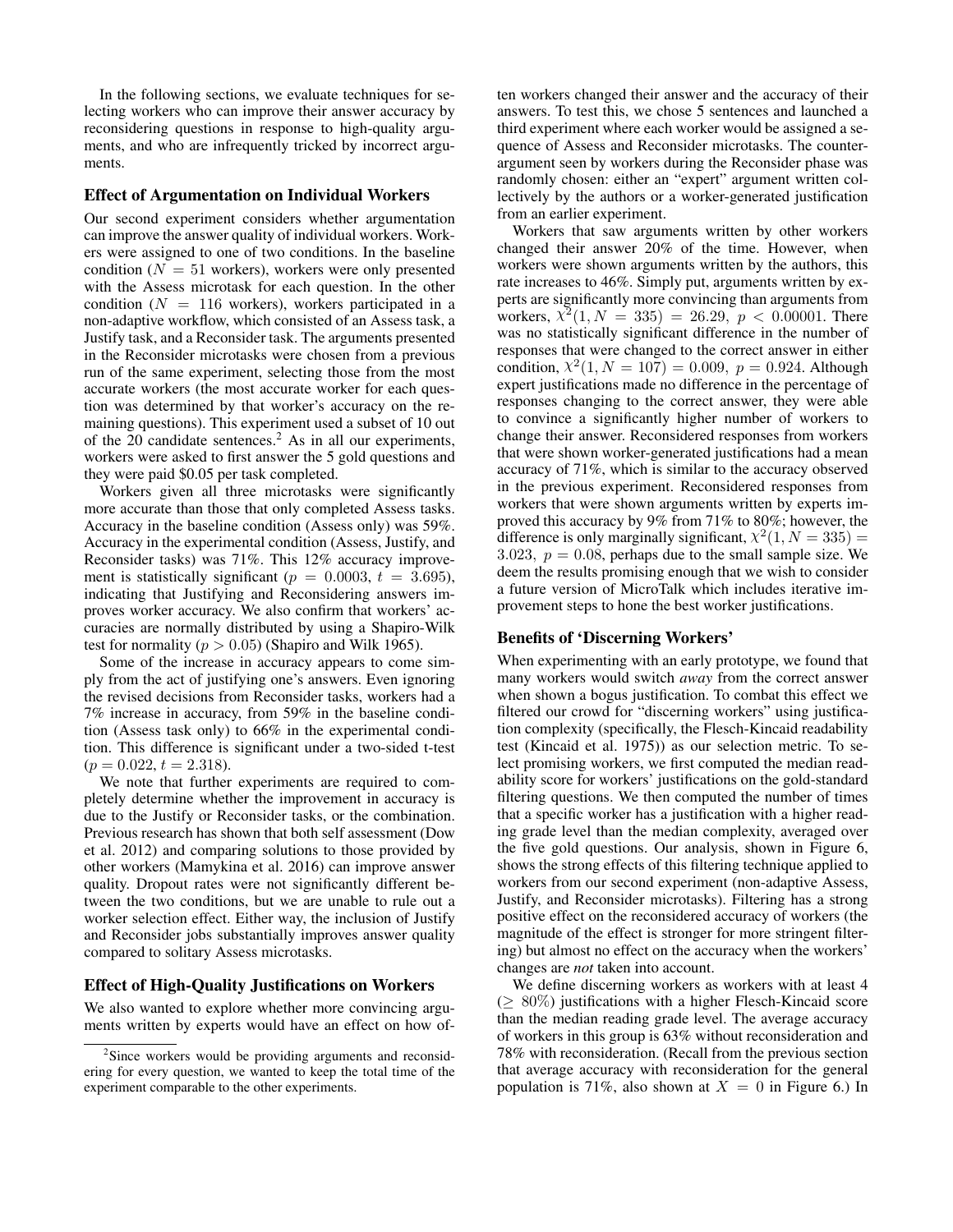In the following sections, we evaluate techniques for selecting workers who can improve their answer accuracy by reconsidering questions in response to high-quality arguments, and who are infrequently tricked by incorrect arguments.

### Effect of Argumentation on Individual Workers

Our second experiment considers whether argumentation can improve the answer quality of individual workers. Workers were assigned to one of two conditions. In the baseline condition ($N = 51$ workers), workers were only presented with the Assess microtask for each question. In the other condition ($N = 116$ workers), workers participated in a non-adaptive workflow, which consisted of an Assess task, a Justify task, and a Reconsider task. The arguments presented in the Reconsider microtasks were chosen from a previous run of the same experiment, selecting those from the most accurate workers (the most accurate worker for each question was determined by that worker's accuracy on the remaining questions). This experiment used a subset of 10 out of the 20 candidate sentences.[2] As in all our experiments, workers were asked to first answer the 5 gold questions and they were paid \$0.05 per task completed.

Workers given all three microtasks were significantly more accurate than those that only completed Assess tasks. Accuracy in the baseline condition (Assess only) was 59%. Accuracy in the experimental condition (Assess, Justify, and Reconsider tasks) was 71%. This 12% accuracy improvement is statistically significant ($p = 0.0003$, $t = 3.695$), indicating that Justifying and Reconsidering answers improves worker accuracy. We also confirm that workers' accuracies are normally distributed by using a Shapiro-Wilk test for normality ($p > 0.05$) (Shapiro and Wilk 1965).

Some of the increase in accuracy appears to come simply from the act of justifying one's answers. Even ignoring the revised decisions from Reconsider tasks, workers had a 7% increase in accuracy, from 59% in the baseline condition (Assess task only) to 66% in the experimental condition. This difference is significant under a two-sided t-test ($p = 0.022$, $t = 2.318$).

We note that further experiments are required to completely determine whether the improvement in accuracy is due to the Justify or Reconsider tasks, or the combination. Previous research has shown that both self assessment (Dow et al. 2012) and comparing solutions to those provided by other workers (Mamykina et al. 2016) can improve answer quality. Dropout rates were not significantly different between the two conditions, but we are unable to rule out a worker selection effect. Either way, the inclusion of Justify and Reconsider jobs substantially improves answer quality compared to solitary Assess microtasks.

### Effect of High-Quality Justifications on Workers

We also wanted to explore whether more convincing arguments written by experts would have an effect on how often workers changed their answer and the accuracy of their answers. To test this, we chose 5 sentences and launched a third experiment where each worker would be assigned a sequence of Assess and Reconsider microtasks. The counterargument seen by workers during the Reconsider phase was randomly chosen: either an "expert" argument written collectively by the authors or a worker-generated justification from an earlier experiment.

Workers that saw arguments written by other workers changed their answer 20% of the time. However, when workers were shown arguments written by the authors, this rate increases to 46%. Simply put, arguments written by experts are significantly more convincing than arguments from workers, $\chi^2(1, N = 335) = 26.29$, $p < 0.00001$. There was no statistically significant difference in the number of responses that were changed to the correct answer in either condition, $\chi^2(1, N = 107) = 0.009$, $p = 0.924$. Although expert justifications made no difference in the percentage of responses changing to the correct answer, they were able to convince a significantly higher number of workers to change their answer. Reconsidered responses from workers that were shown worker-generated justifications had a mean accuracy of 71%, which is similar to the accuracy observed in the previous experiment. Reconsidered responses from workers that were shown arguments written by experts improved this accuracy by 9% from 71% to 80%; however, the difference is only marginally significant, $\chi^2(1, N = 335) = 3.023$, $p = 0.08$, perhaps due to the small sample size. We deem the results promising enough that we wish to consider a future version of MicroTalk which includes iterative improvement steps to hone the best worker justifications.

### Benefits of 'Discerning Workers'

When experimenting with an early prototype, we found that many workers would switch *away* from the correct answer when shown a bogus justification. To combat this effect we filtered our crowd for "discerning workers" using justification complexity (specifically, the Flesch-Kincaid readability test (Kincaid et al. 1975)) as our selection metric. To select promising workers, we first computed the median readability score for workers' justifications on the gold-standard filtering questions. We then computed the number of times that a specific worker has a justification with a higher reading grade level than the median complexity, averaged over the five gold questions. Our analysis, shown in Figure 6, shows the strong effects of this filtering technique applied to workers from our second experiment (non-adaptive Assess, Justify, and Reconsider microtasks). Filtering has a strong positive effect on the reconsidered accuracy of workers (the magnitude of the effect is stronger for more stringent filtering) but almost no effect on the accuracy when the workers' changes are *not* taken into account.

We define discerning workers as workers with at least 4 ($\geq 80\%$) justifications with a higher Flesch-Kincaid score than the median reading grade level. The average accuracy of workers in this group is 63% without reconsideration and 78% with reconsideration. (Recall from the previous section that average accuracy with reconsideration for the general population is 71%, also shown at $X = 0$ in Figure 6.) In

[2] Since workers would be providing arguments and reconsidering for every question, we wanted to keep the total time of the experiment comparable to the other experiments.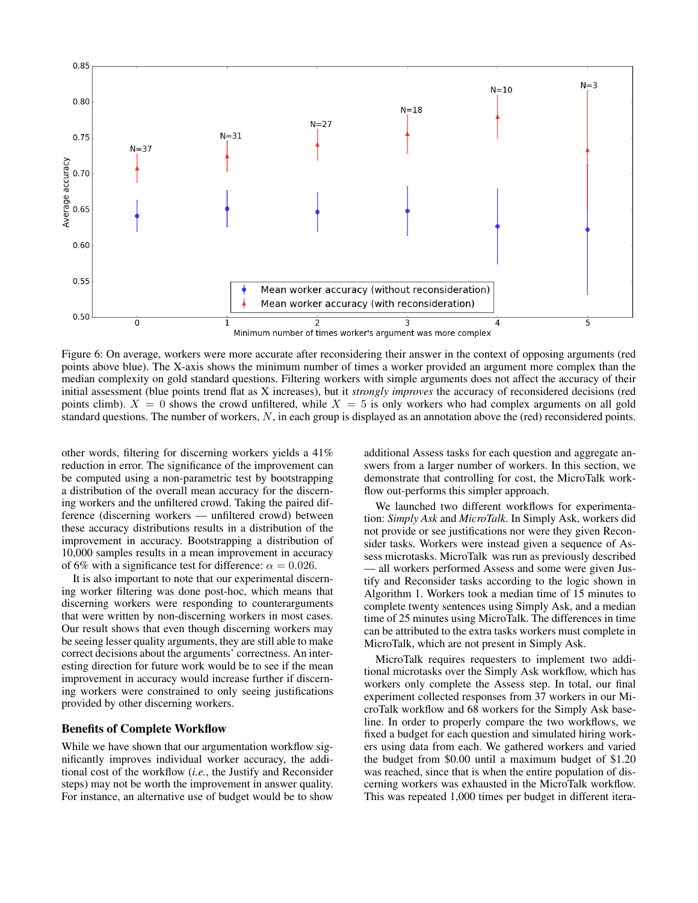Figure 6: On average, workers were more accurate after reconsidering their answer in the context of opposing arguments (red points above blue). The X-axis shows the minimum number of times a worker provided an argument more complex than the median complexity on gold standard questions. Filtering workers with simple arguments does not affect the accuracy of their initial assessment (blue points trend flat as X increases), but it *strongly improves* the accuracy of reconsidered decisions (red points climb). $X = 0$ shows the crowd unfiltered, while $X = 5$ is only workers who had complex arguments on all gold standard questions. The number of workers, $N$, in each group is displayed as an annotation above the (red) reconsidered points.

other words, filtering for discerning workers yields a 41% reduction in error. The significance of the improvement can be computed using a non-parametric test by bootstrapping a distribution of the overall mean accuracy for the discerning workers and the unfiltered crowd. Taking the paired difference (discerning workers — unfiltered crowd) between these accuracy distributions results in a distribution of the improvement in accuracy. Bootstrapping a distribution of 10,000 samples results in a mean improvement in accuracy of 6% with a significance test for difference: $\alpha = 0.026$.

It is also important to note that our experimental discerning worker filtering was done post-hoc, which means that discerning workers were responding to counterarguments that were written by non-discerning workers in most cases. Our result shows that even though discerning workers may be seeing lesser quality arguments, they are still able to make correct decisions about the arguments' correctness. An interesting direction for future work would be to see if the mean improvement in accuracy would increase further if discerning workers were constrained to only seeing justifications provided by other discerning workers.

## Benefits of Complete Workflow

While we have shown that our argumentation workflow significantly improves individual worker accuracy, the additional cost of the workflow (*i.e.*, the Justify and Reconsider steps) may not be worth the improvement in answer quality. For instance, an alternative use of budget would be to show additional Assess tasks for each question and aggregate answers from a larger number of workers. In this section, we demonstrate that controlling for cost, the MicroTalk workflow out-performs this simpler approach.

We launched two different workflows for experimentation: *Simply Ask* and *MicroTalk*. In Simply Ask, workers did not provide or see justifications nor were they given Reconsider tasks. Workers were instead given a sequence of Assess microtasks. MicroTalk was run as previously described — all workers performed Assess and some were given Justify and Reconsider tasks according to the logic shown in Algorithm 1. Workers took a median time of 15 minutes to complete twenty sentences using Simply Ask, and a median time of 25 minutes using MicroTalk. The differences in time can be attributed to the extra tasks workers must complete in MicroTalk, which are not present in Simply Ask.

MicroTalk requires requesters to implement two additional microtasks over the Simply Ask workflow, which has workers only complete the Assess step. In total, our final experiment collected responses from 37 workers in our MicroTalk workflow and 68 workers for the Simply Ask baseline. In order to properly compare the two workflows, we fixed a budget for each question and simulated hiring workers using data from each. We gathered workers and varied the budget from \$0.00 until a maximum budget of \$1.20 was reached, since that is when the entire population of discerning workers was exhausted in the MicroTalk workflow. This was repeated 1,000 times per budget in different itera-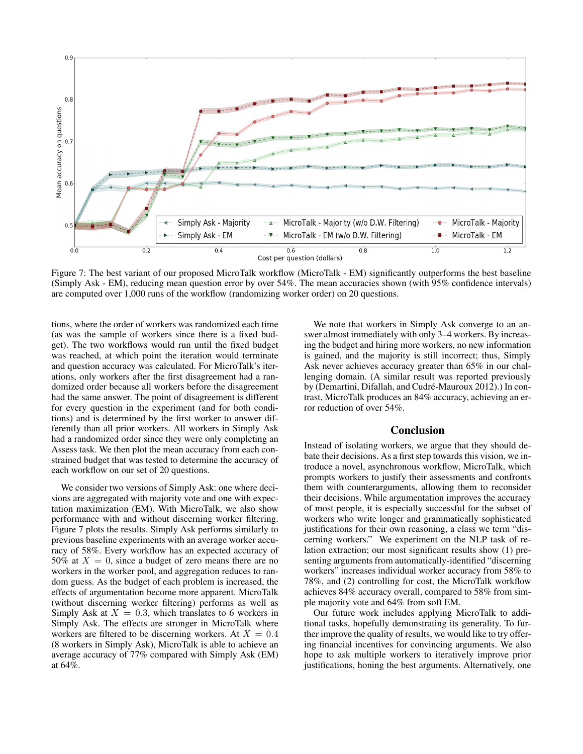Figure 7: The best variant of our proposed MicroTalk workflow (MicroTalk - EM) significantly outperforms the best baseline (Simply Ask - EM), reducing mean question error by over 54%. The mean accuracies shown (with 95% confidence intervals) are computed over 1,000 runs of the workflow (randomizing worker order) on 20 questions.

tions, where the order of workers was randomized each time (as was the sample of workers since there is a fixed budget). The two workflows would run until the fixed budget was reached, at which point the iteration would terminate and question accuracy was calculated. For MicroTalk's iterations, only workers after the first disagreement had a randomized order because all workers before the disagreement had the same answer. The point of disagreement is different for every question in the experiment (and for both conditions) and is determined by the first worker to answer differently than all prior workers. All workers in Simply Ask had a randomized order since they were only completing an Assess task. We then plot the mean accuracy from each constrained budget that was tested to determine the accuracy of each workflow on our set of 20 questions.

We consider two versions of Simply Ask: one where decisions are aggregated with majority vote and one with expectation maximization (EM). With MicroTalk, we also show performance with and without discerning worker filtering. Figure 7 plots the results. Simply Ask performs similarly to previous baseline experiments with an average worker accuracy of 58%. Every workflow has an expected accuracy of 50% at $X = 0$, since a budget of zero means there are no workers in the worker pool, and aggregation reduces to random guess. As the budget of each problem is increased, the effects of argumentation become more apparent. MicroTalk (without discerning worker filtering) performs as well as Simply Ask at $X = 0.3$, which translates to 6 workers in Simply Ask. The effects are stronger in MicroTalk where workers are filtered to be discerning workers. At $X = 0.4$ (8 workers in Simply Ask), MicroTalk is able to achieve an average accuracy of 77% compared with Simply Ask (EM) at 64%.

We note that workers in Simply Ask converge to an answer almost immediately with only 3–4 workers. By increasing the budget and hiring more workers, no new information is gained, and the majority is still incorrect; thus, Simply Ask never achieves accuracy greater than 65% in our challenging domain. (A similar result was reported previously by (Demartini, Difallah, and Cudré-Mauroux 2012).) In contrast, MicroTalk produces an 84% accuracy, achieving an error reduction of over 54%.

## Conclusion

Instead of isolating workers, we argue that they should debate their decisions. As a first step towards this vision, we introduce a novel, asynchronous workflow, MicroTalk, which prompts workers to justify their assessments and confronts them with counterarguments, allowing them to reconsider their decisions. While argumentation improves the accuracy of most people, it is especially successful for the subset of workers who write longer and grammatically sophisticated justifications for their own reasoning, a class we term "discerning workers." We experiment on the NLP task of relation extraction; our most significant results show (1) presenting arguments from automatically-identified "discerning workers" increases individual worker accuracy from 58% to 78%, and (2) controlling for cost, the MicroTalk workflow achieves 84% accuracy overall, compared to 58% from simple majority vote and 64% from soft EM.

Our future work includes applying MicroTalk to additional tasks, hopefully demonstrating its generality. To further improve the quality of results, we would like to try offering financial incentives for convincing arguments. We also hope to ask multiple workers to iteratively improve prior justifications, honing the best arguments. Alternatively, one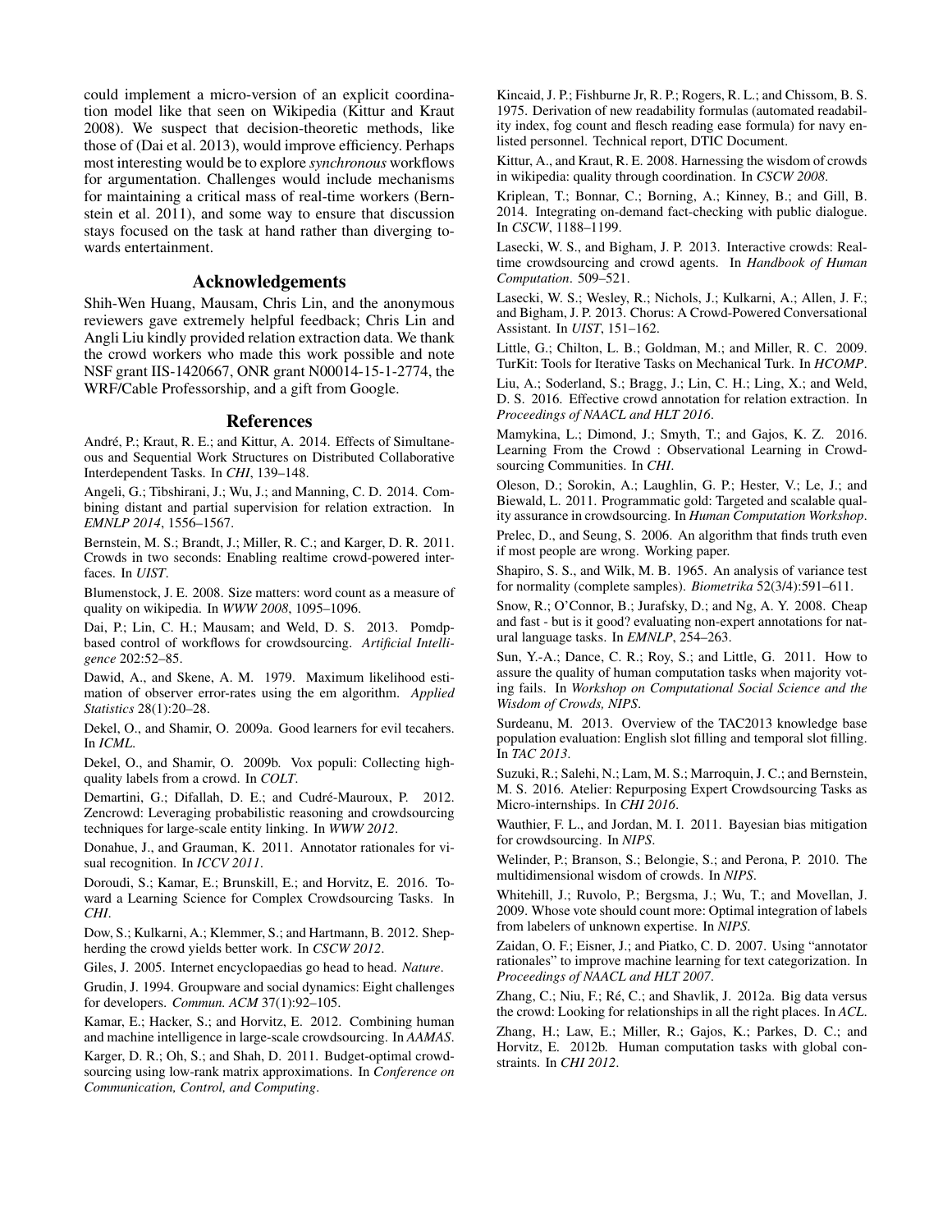could implement a micro-version of an explicit coordination model like that seen on Wikipedia (Kittur and Kraut 2008). We suspect that decision-theoretic methods, like those of (Dai et al. 2013), would improve efficiency. Perhaps most interesting would be to explore *synchronous* workflows for argumentation. Challenges would include mechanisms for maintaining a critical mass of real-time workers (Bernstein et al. 2011), and some way to ensure that discussion stays focused on the task at hand rather than diverging towards entertainment.

## Acknowledgements

Shih-Wen Huang, Mausam, Chris Lin, and the anonymous reviewers gave extremely helpful feedback; Chris Lin and Angli Liu kindly provided relation extraction data. We thank the crowd workers who made this work possible and note NSF grant IIS-1420667, ONR grant N00014-15-1-2774, the WRF/Cable Professorship, and a gift from Google.

## References

André, P.; Kraut, R. E.; and Kittur, A. 2014. Effects of Simultaneous and Sequential Work Structures on Distributed Collaborative Interdependent Tasks. In *CHI*, 139–148.

Angeli, G.; Tibshirani, J.; Wu, J.; and Manning, C. D. 2014. Combining distant and partial supervision for relation extraction. In *EMNLP 2014*, 1556–1567.

Bernstein, M. S.; Brandt, J.; Miller, R. C.; and Karger, D. R. 2011. Crowds in two seconds: Enabling realtime crowd-powered interfaces. In *UIST*.

Blumenstock, J. E. 2008. Size matters: word count as a measure of quality on wikipedia. In *WWW 2008*, 1095–1096.

Dai, P.; Lin, C. H.; Mausam; and Weld, D. S. 2013. Pomdp-based control of workflows for crowdsourcing. *Artificial Intelligence* 202:52–85.

Dawid, A., and Skene, A. M. 1979. Maximum likelihood estimation of observer error-rates using the em algorithm. *Applied Statistics* 28(1):20–28.

Dekel, O., and Shamir, O. 2009a. Good learners for evil tecahers. In *ICML*.

Dekel, O., and Shamir, O. 2009b. Vox populi: Collecting high-quality labels from a crowd. In *COLT*.

Demartini, G.; Difallah, D. E.; and Cudré-Mauroux, P. 2012. Zencrowd: Leveraging probabilistic reasoning and crowdsourcing techniques for large-scale entity linking. In *WWW 2012*.

Donahue, J., and Grauman, K. 2011. Annotator rationales for visual recognition. In *ICCV 2011*.

Doroudi, S.; Kamar, E.; Brunskill, E.; and Horvitz, E. 2016. Toward a Learning Science for Complex Crowdsourcing Tasks. In *CHI*.

Dow, S.; Kulkarni, A.; Klemmer, S.; and Hartmann, B. 2012. Shepherding the crowd yields better work. In *CSCW 2012*.

Giles, J. 2005. Internet encyclopaedias go head to head. *Nature*.

Grudin, J. 1994. Groupware and social dynamics: Eight challenges for developers. *Commun. ACM* 37(1):92–105.

Kamar, E.; Hacker, S.; and Horvitz, E. 2012. Combining human and machine intelligence in large-scale crowdsourcing. In *AAMAS*.

Karger, D. R.; Oh, S.; and Shah, D. 2011. Budget-optimal crowdsourcing using low-rank matrix approximations. In *Conference on Communication, Control, and Computing*.

Kincaid, J. P.; Fishburne Jr, R. P.; Rogers, R. L.; and Chissom, B. S. 1975. Derivation of new readability formulas (automated readability index, fog count and flesch reading ease formula) for navy enlisted personnel. Technical report, DTIC Document.

Kittur, A., and Kraut, R. E. 2008. Harnessing the wisdom of crowds in wikipedia: quality through coordination. In *CSCW 2008*.

Kriplean, T.; Bonnar, C.; Borning, A.; Kinney, B.; and Gill, B. 2014. Integrating on-demand fact-checking with public dialogue. In *CSCW*, 1188–1199.

Lasecki, W. S., and Bigham, J. P. 2013. Interactive crowds: Real-time crowdsourcing and crowd agents. In *Handbook of Human Computation*. 509–521.

Lasecki, W. S.; Wesley, R.; Nichols, J.; Kulkarni, A.; Allen, J. F.; and Bigham, J. P. 2013. Chorus: A Crowd-Powered Conversational Assistant. In *UIST*, 151–162.

Little, G.; Chilton, L. B.; Goldman, M.; and Miller, R. C. 2009. TurKit: Tools for Iterative Tasks on Mechanical Turk. In *HCOMP*.

Liu, A.; Soderland, S.; Bragg, J.; Lin, C. H.; Ling, X.; and Weld, D. S. 2016. Effective crowd annotation for relation extraction. In *Proceedings of NAACL and HLT 2016*.

Mamykina, L.; Dimond, J.; Smyth, T.; and Gajos, K. Z. 2016. Learning From the Crowd : Observational Learning in Crowdsourcing Communities. In *CHI*.

Oleson, D.; Sorokin, A.; Laughlin, G. P.; Hester, V.; Le, J.; and Biewald, L. 2011. Programmatic gold: Targeted and scalable quality assurance in crowdsourcing. In *Human Computation Workshop*.

Prelec, D., and Seung, S. 2006. An algorithm that finds truth even if most people are wrong. Working paper.

Shapiro, S. S., and Wilk, M. B. 1965. An analysis of variance test for normality (complete samples). *Biometrika* 52(3/4):591–611.

Snow, R.; O'Connor, B.; Jurafsky, D.; and Ng, A. Y. 2008. Cheap and fast - but is it good? evaluating non-expert annotations for natural language tasks. In *EMNLP*, 254–263.

Sun, Y.-A.; Dance, C. R.; Roy, S.; and Little, G. 2011. How to assure the quality of human computation tasks when majority voting fails. In *Workshop on Computational Social Science and the Wisdom of Crowds, NIPS*.

Surdeanu, M. 2013. Overview of the TAC2013 knowledge base population evaluation: English slot filling and temporal slot filling. In *TAC 2013*.

Suzuki, R.; Salehi, N.; Lam, M. S.; Marroquin, J. C.; and Bernstein, M. S. 2016. Atelier: Repurposing Expert Crowdsourcing Tasks as Micro-internships. In *CHI 2016*.

Wauthier, F. L., and Jordan, M. I. 2011. Bayesian bias mitigation for crowdsourcing. In *NIPS*.

Welinder, P.; Branson, S.; Belongie, S.; and Perona, P. 2010. The multidimensional wisdom of crowds. In *NIPS*.

Whitehill, J.; Ruvolo, P.; Bergsma, J.; Wu, T.; and Movellan, J. 2009. Whose vote should count more: Optimal integration of labels from labelers of unknown expertise. In *NIPS*.

Zaidan, O. F.; Eisner, J.; and Piatko, C. D. 2007. Using "annotator rationales" to improve machine learning for text categorization. In *Proceedings of NAACL and HLT 2007*.

Zhang, C.; Niu, F.; Ré, C.; and Shavlik, J. 2012a. Big data versus the crowd: Looking for relationships in all the right places. In *ACL*.

Zhang, H.; Law, E.; Miller, R.; Gajos, K.; Parkes, D. C.; and Horvitz, E. 2012b. Human computation tasks with global constraints. In *CHI 2012*.